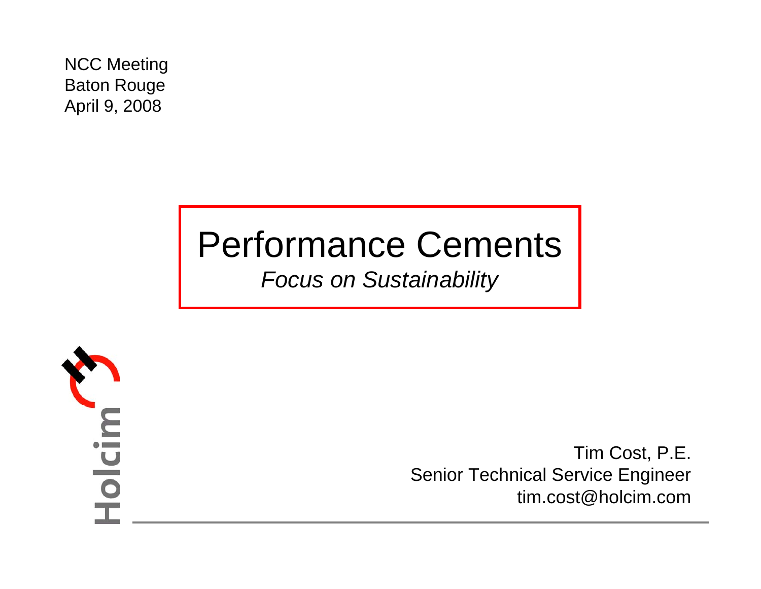NCC Meeting
Baton Rouge
April 9, 2008

# Performance Cements

*Focus on Sustainability*

Holcim

Tim Cost, P.E.
Senior Technical Service Engineer
tim.cost@holcim.com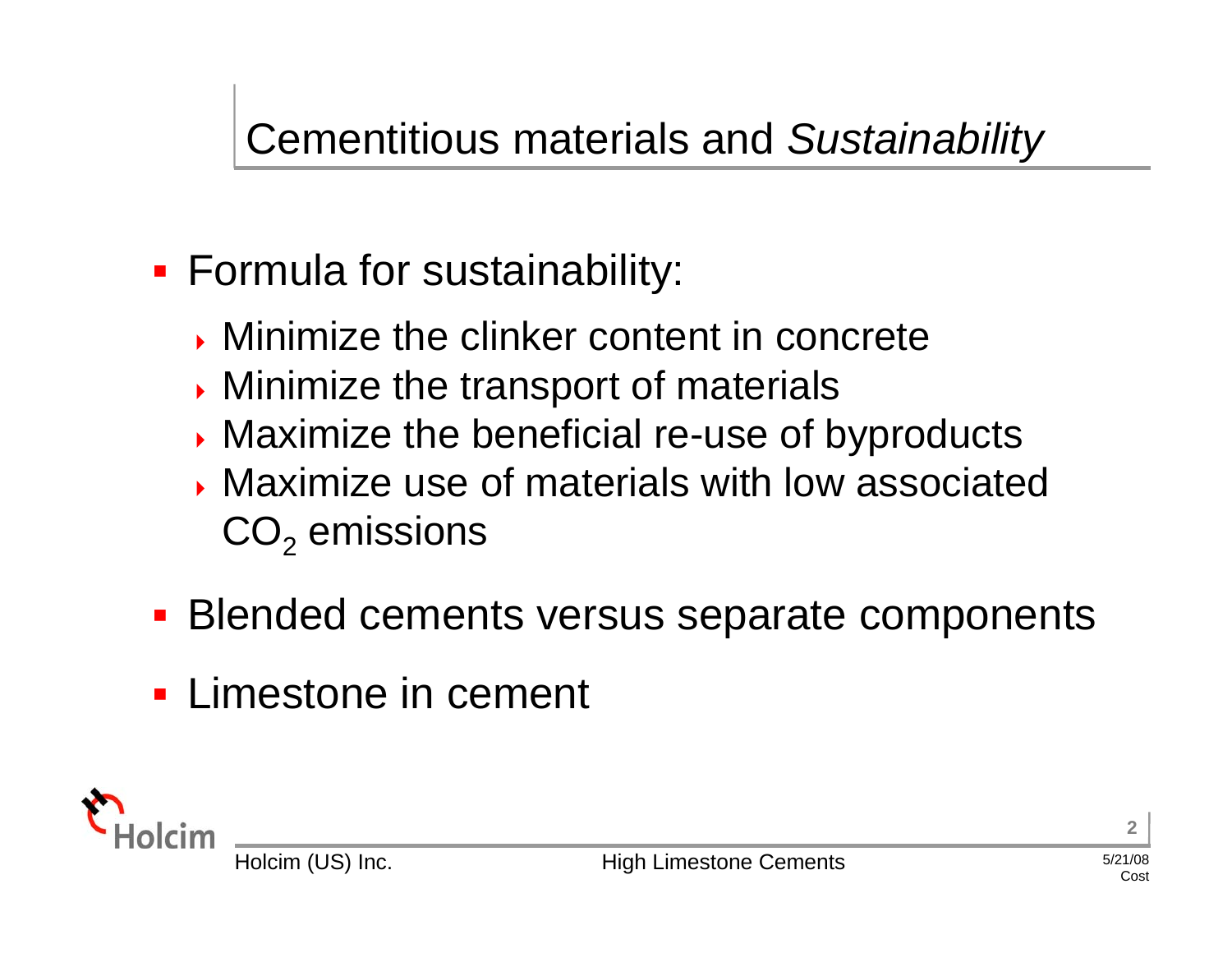## Cementitious materials and *Sustainability*

- Formula for sustainability:
  - Minimize the clinker content in concrete
  - Minimize the transport of materials
  - Maximize the beneficial re-use of byproducts
  - Maximize use of materials with low associated $CO_2$ emissions
- Blended cements versus separate components
- Limestone in cement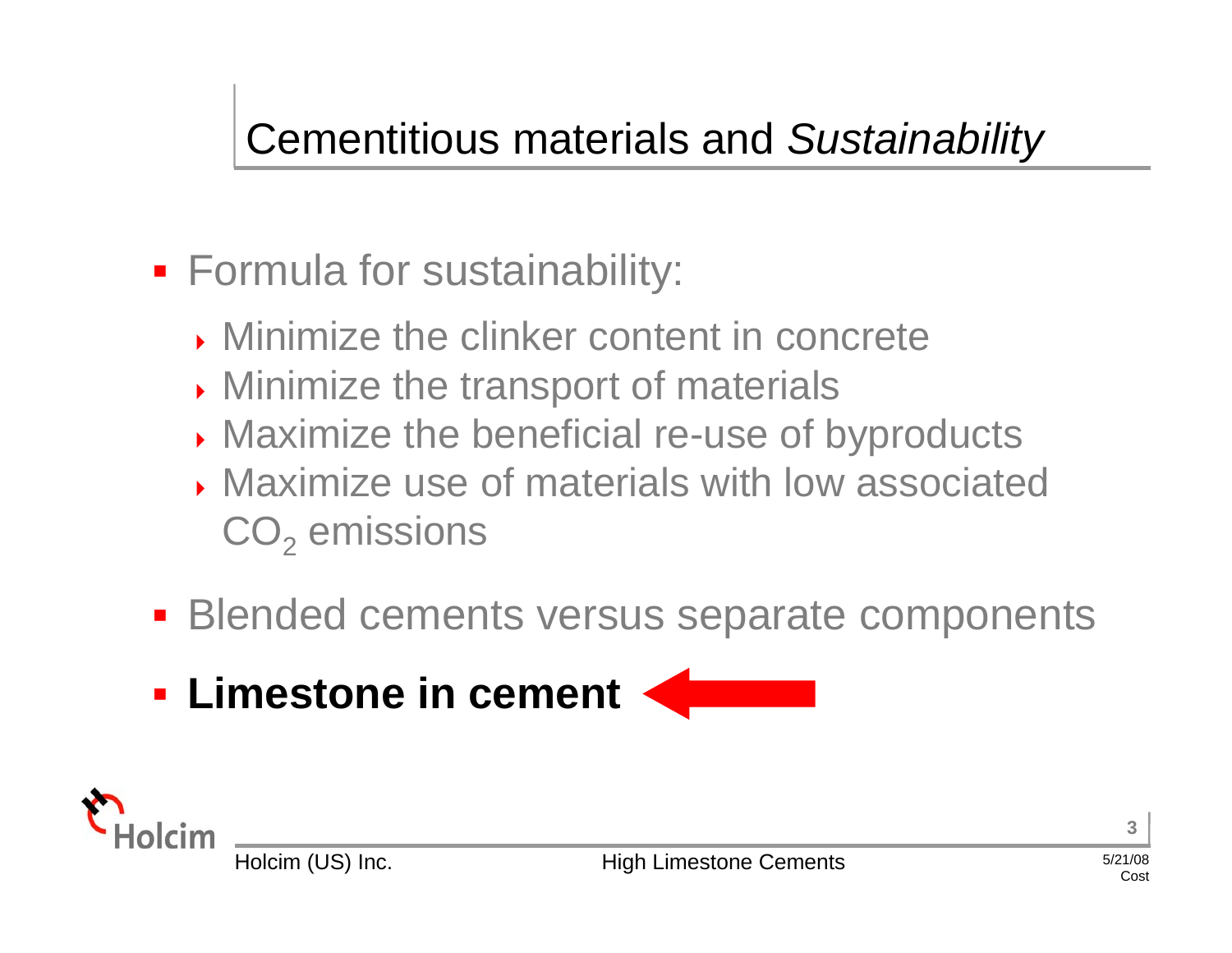# Cementitious materials and *Sustainability*

- Formula for sustainability:
  - Minimize the clinker content in concrete
  - Minimize the transport of materials
  - Maximize the beneficial re-use of byproducts
  - Maximize use of materials with low associated $CO_2$ emissions
- Blended cements versus separate components
- **Limestone in cement**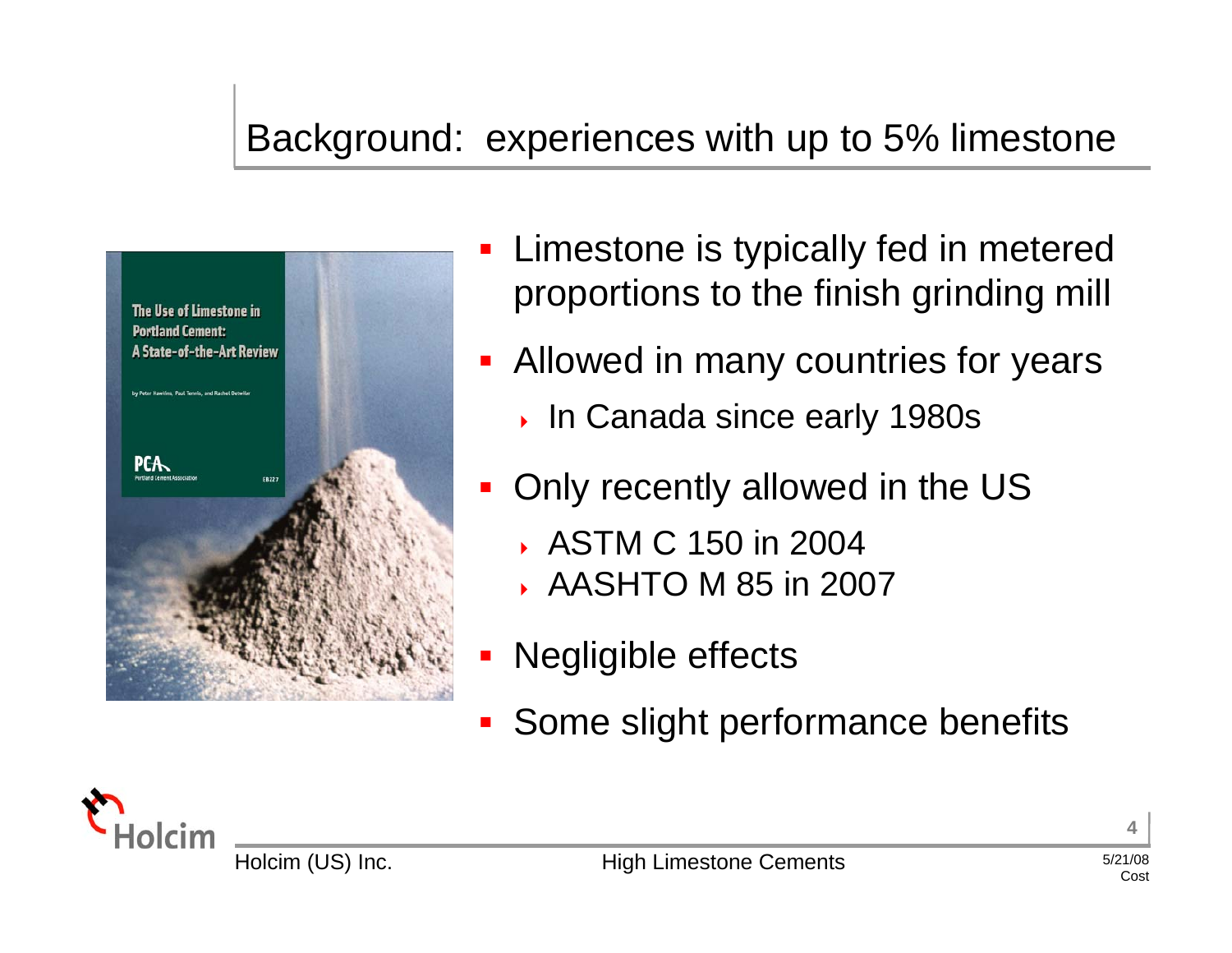## Background: experiences with up to 5% limestone

- Limestone is typically fed in metered proportions to the finish grinding mill
- Allowed in many countries for years
  - In Canada since early 1980s
- Only recently allowed in the US
  - ASTM C 150 in 2004
  - AASHTO M 85 in 2007
- Negligible effects
- Some slight performance benefits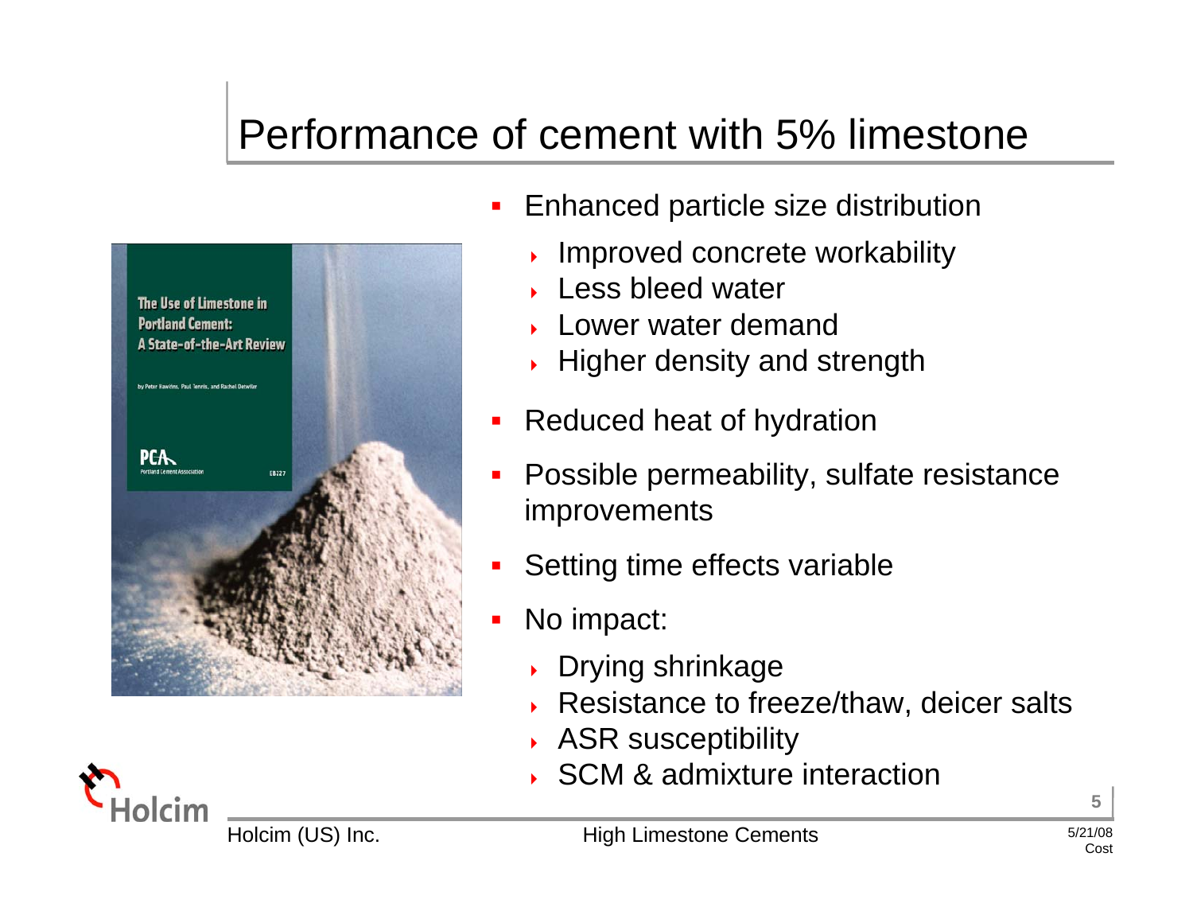# Performance of cement with 5% limestone

- Enhanced particle size distribution
  - Improved concrete workability
  - Less bleed water
  - Lower water demand
  - Higher density and strength
- Reduced heat of hydration
- Possible permeability, sulfate resistance improvements
- Setting time effects variable
- No impact:
  - Drying shrinkage
  - Resistance to freeze/thaw, deicer salts
  - ASR susceptibility
  - SCM & admixture interaction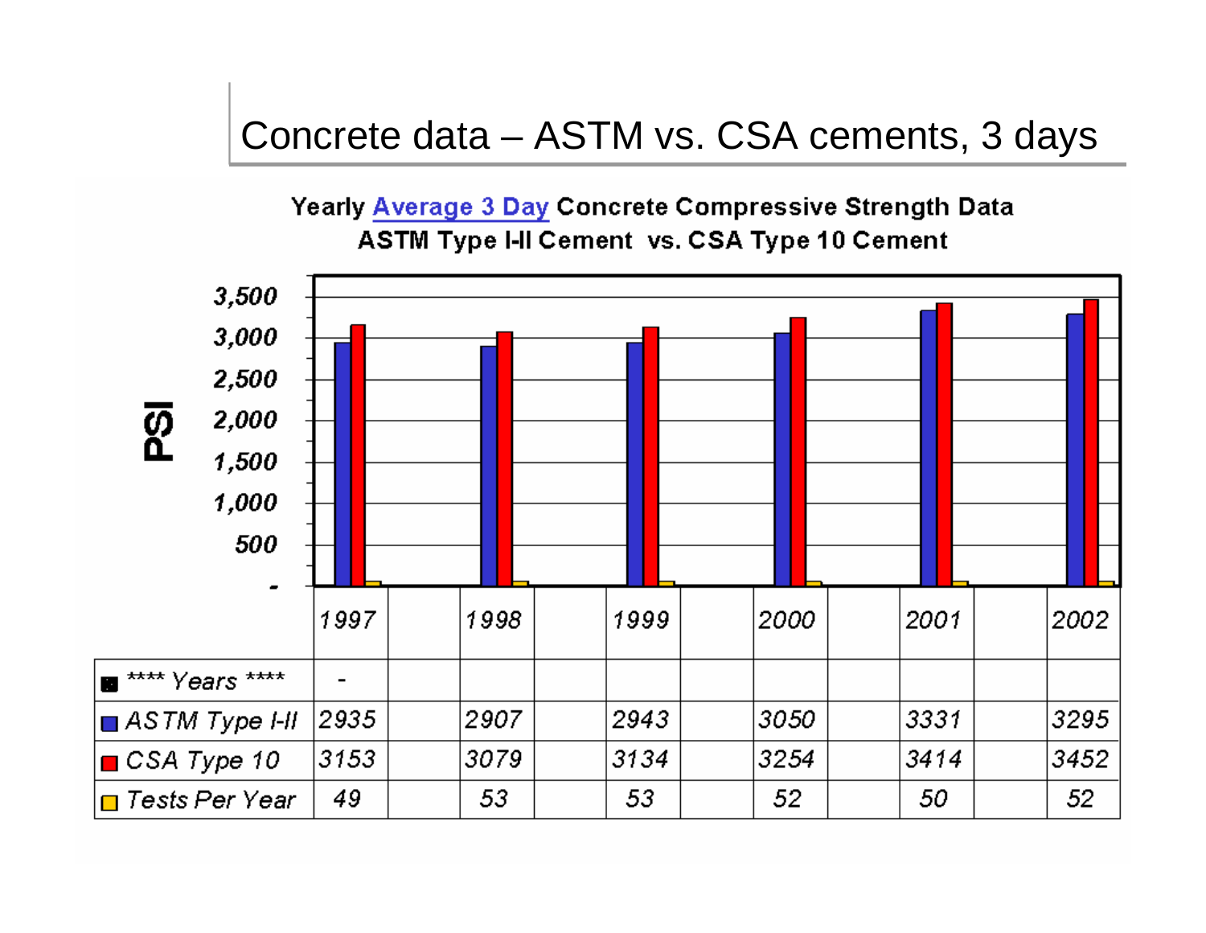# Concrete data – ASTM vs. CSA cements, 3 days

**Yearly Average 3 Day Concrete Compressive Strength Data**
**ASTM Type I-II Cement vs. CSA Type 10 Cement**

| | 1997 | 1998 | 1999 | 2000 | 2001 | 2002 |
|---|---|---|---|---|---|---|
| **** Years **** | - | | | | | |
| ASTM Type I-II | 2935 | 2907 | 2943 | 3050 | 3331 | 3295 |
| CSA Type 10 | 3153 | 3079 | 3134 | 3254 | 3414 | 3452 |
| Tests Per Year | 49 | 53 | 53 | 52 | 50 | 52 |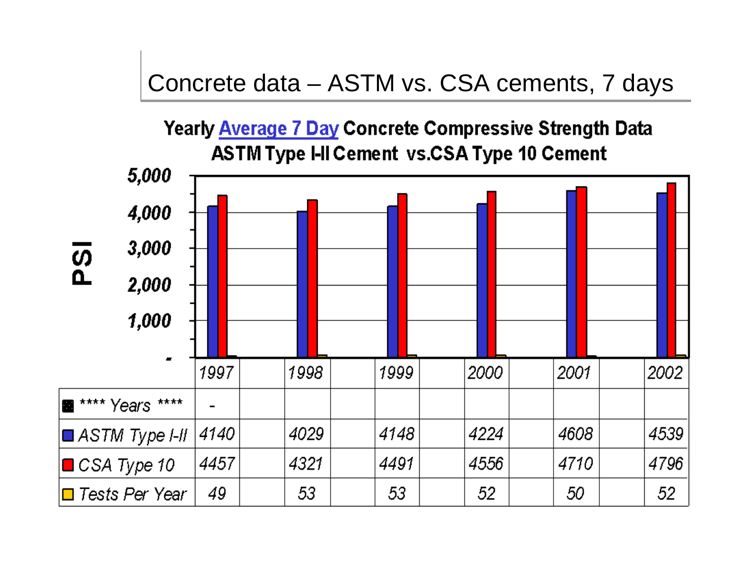# Concrete data – ASTM vs. CSA cements, 7 days

**Yearly Average 7 Day Concrete Compressive Strength Data**
**ASTM Type I-II Cement vs.CSA Type 10 Cement**

| | 1997 | 1998 | 1999 | 2000 | 2001 | 2002 |
|---|---|---|---|---|---|---|
| **** Years **** | - | | | | | |
| ASTM Type I-II | 4140 | 4029 | 4148 | 4224 | 4608 | 4539 |
| CSA Type 10 | 4457 | 4321 | 4491 | 4556 | 4710 | 4796 |
| Tests Per Year | 49 | 53 | 53 | 52 | 50 | 52 |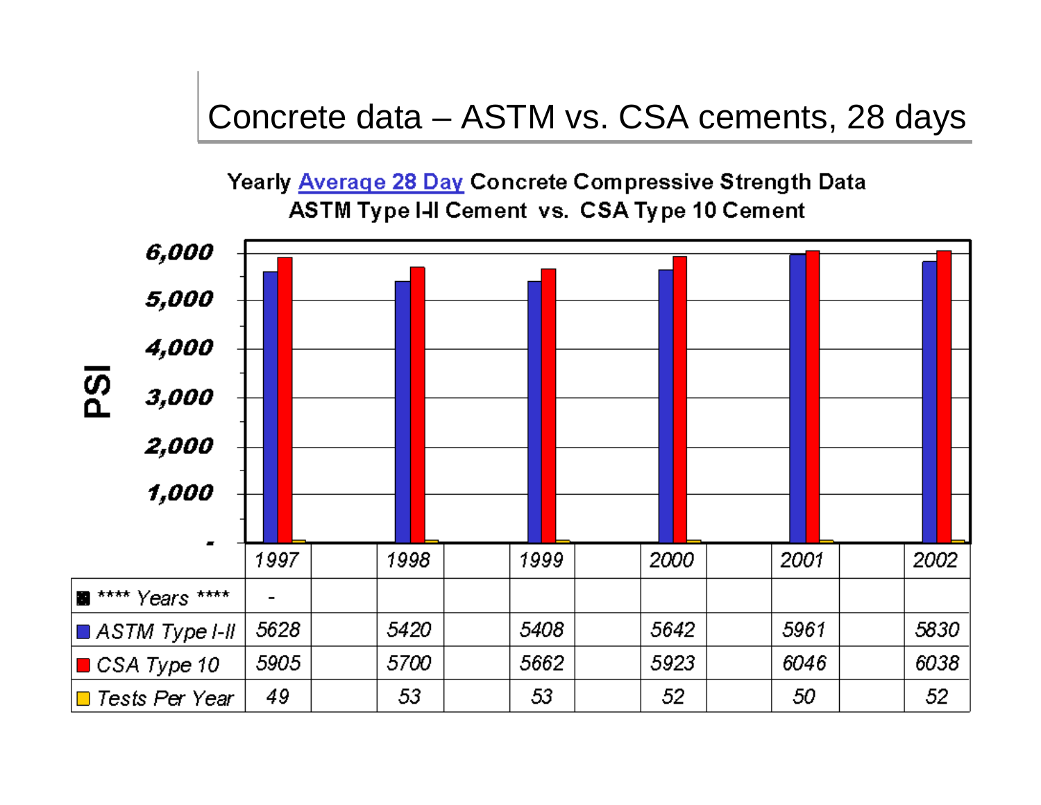# Concrete data – ASTM vs. CSA cements, 28 days

**Yearly Average 28 Day Concrete Compressive Strength Data**
**ASTM Type I-II Cement vs. CSA Type 10 Cement**

| | 1997 | 1998 | 1999 | 2000 | 2001 | 2002 |
|---|---|---|---|---|---|---|
| **** Years **** | - | | | | | |
| ASTM Type I-II | 5628 | 5420 | 5408 | 5642 | 5961 | 5830 |
| CSA Type 10 | 5905 | 5700 | 5662 | 5923 | 6046 | 6038 |
| Tests Per Year | 49 | 53 | 53 | 52 | 50 | 52 |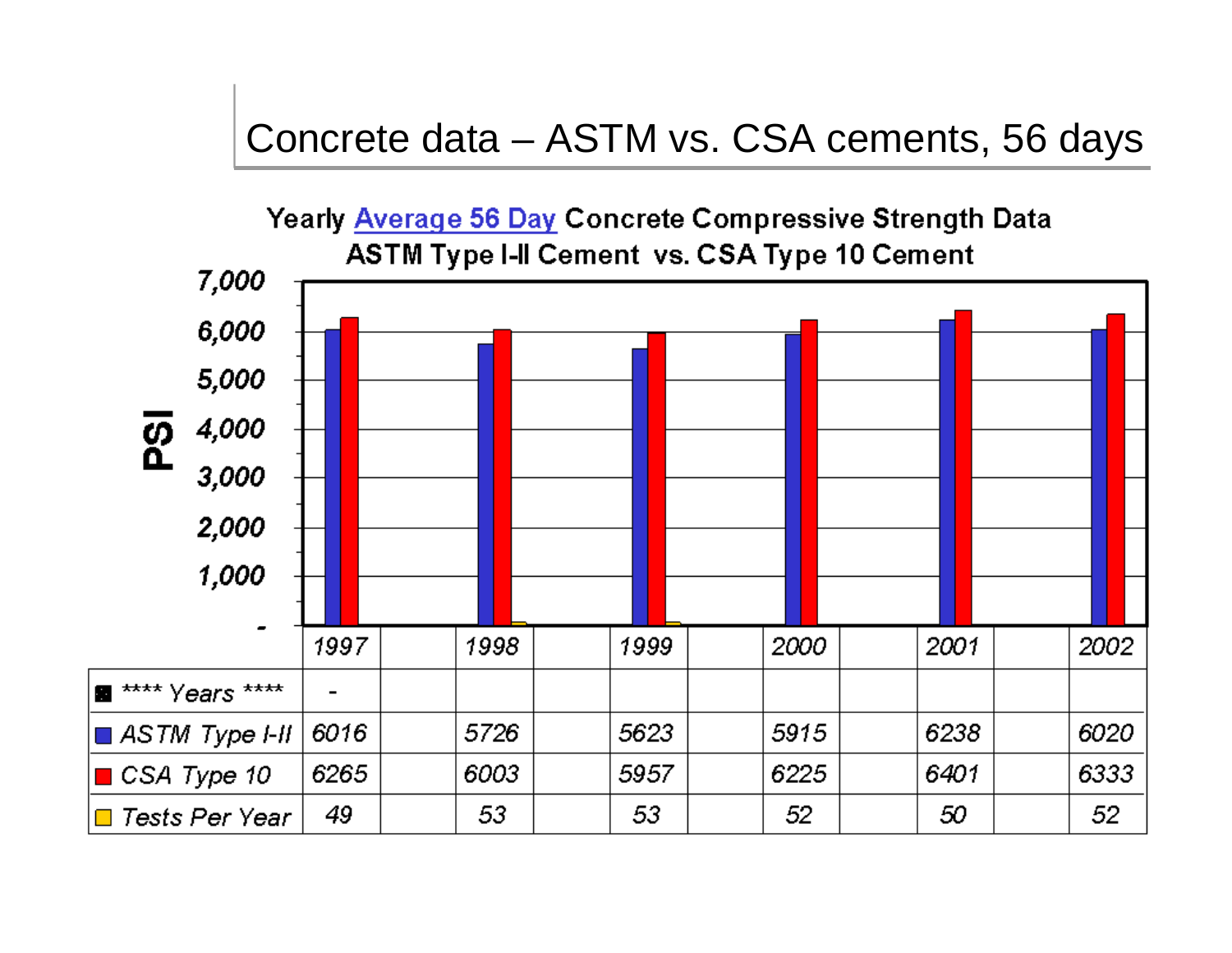# Concrete data – ASTM vs. CSA cements, 56 days

**Yearly Average 56 Day Concrete Compressive Strength Data**
**ASTM Type I-II Cement vs. CSA Type 10 Cement**

| | 1997 | 1998 | 1999 | 2000 | 2001 | 2002 |
|---|---|---|---|---|---|---|
| **** Years **** | - | | | | | |
| ASTM Type I-II | 6016 | 5726 | 5623 | 5915 | 6238 | 6020 |
| CSA Type 10 | 6265 | 6003 | 5957 | 6225 | 6401 | 6333 |
| Tests Per Year | 49 | 53 | 53 | 52 | 50 | 52 |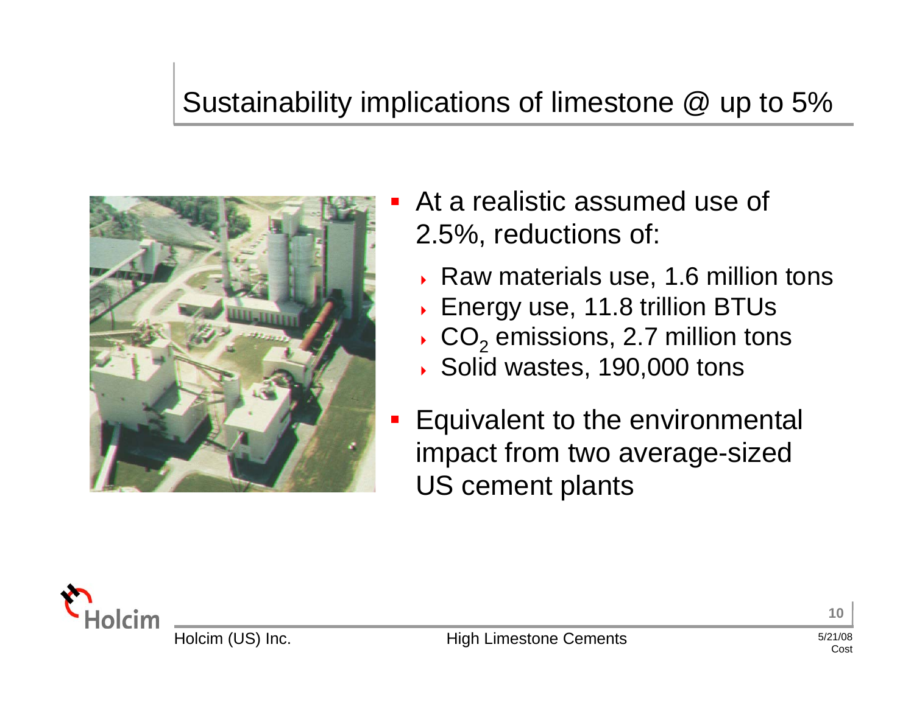# Sustainability implications of limestone @ up to 5%

- At a realistic assumed use of 2.5%, reductions of:
  - Raw materials use, 1.6 million tons
  - Energy use, 11.8 trillion BTUs
  - $CO_2$ emissions, 2.7 million tons
  - Solid wastes, 190,000 tons
- Equivalent to the environmental impact from two average-sized US cement plants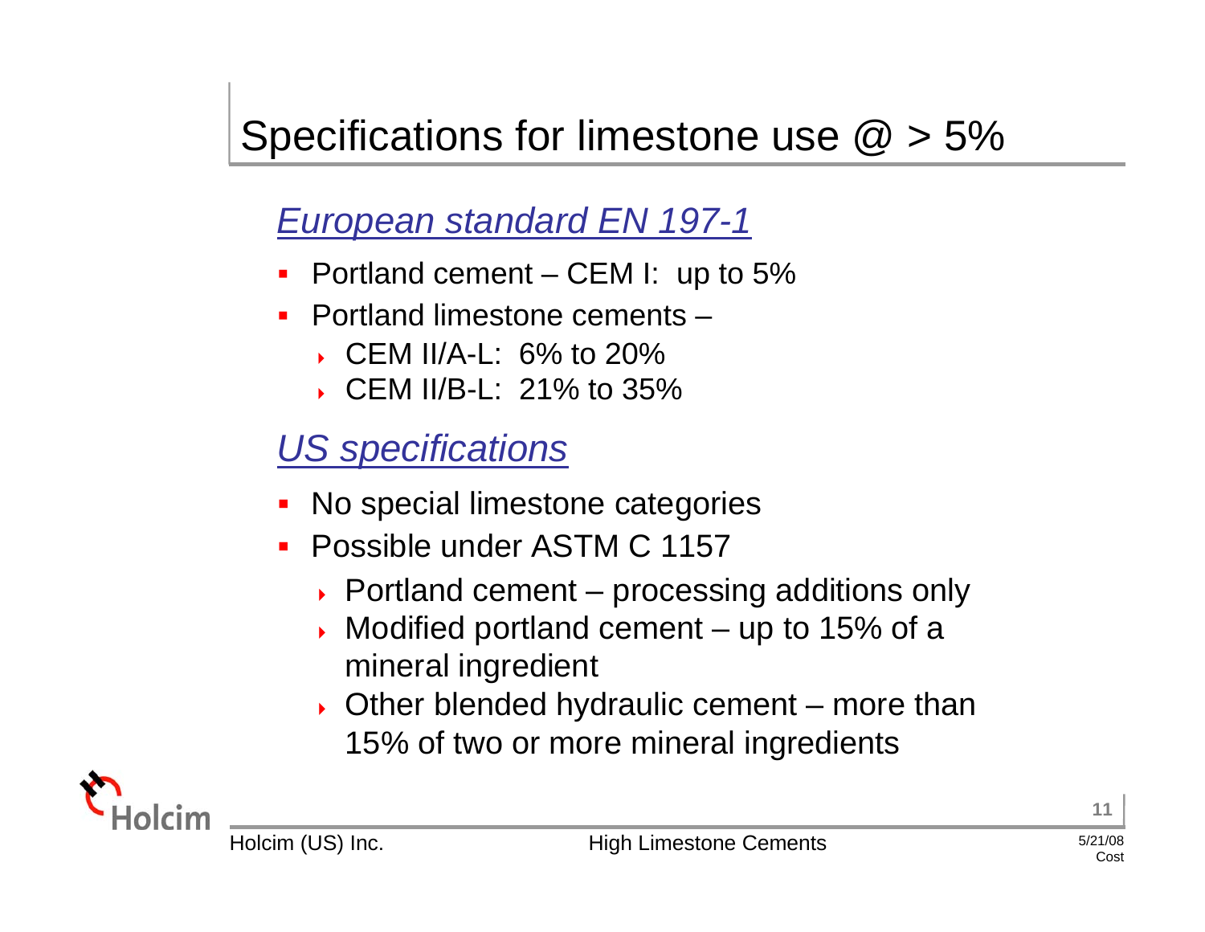# Specifications for limestone use @ > 5%

## *European standard EN 197-1*

- Portland cement – CEM I: up to 5%
- Portland limestone cements –
  - CEM II/A-L: 6% to 20%
  - CEM II/B-L: 21% to 35%

## *US specifications*

- No special limestone categories
- Possible under ASTM C 1157
  - Portland cement – processing additions only
  - Modified portland cement – up to 15% of a mineral ingredient
  - Other blended hydraulic cement – more than 15% of two or more mineral ingredients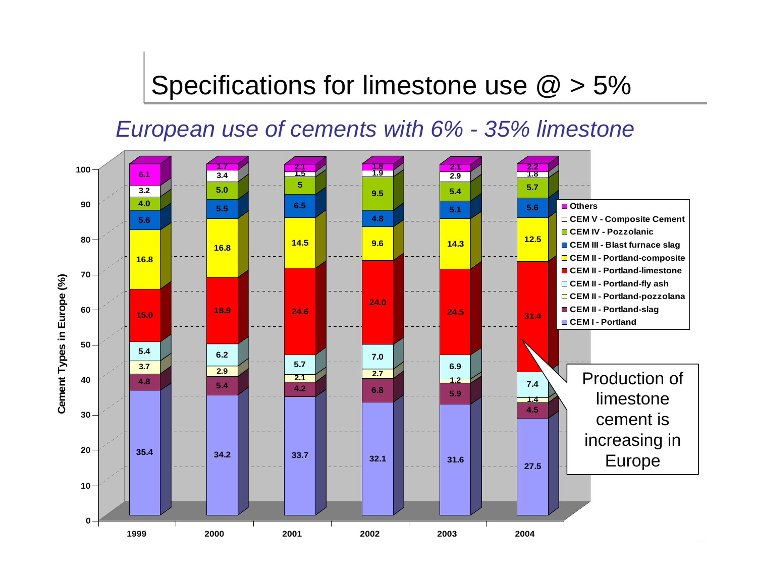# Specifications for limestone use @ > 5%

*European use of cements with 6% - 35% limestone*

| Cement Types in Europe (%) | 1999 | 2000 | 2001 | 2002 | 2003 | 2004 |
|---|---|---|---|---|---|---|
| Others | 6.1 | 1.7 | 2.1 | 1.8 | 2.1 | 2.2 |
| CEM V - Composite Cement | 3.2 | 3.4 | 1.5 | 1.9 | 2.9 | 1.8 |
| CEM IV - Pozzolanic | 4.0 | 5.0 | 5 | 9.5 | 5.4 | 5.7 |
| CEM III - Blast furnace slag | 5.6 | 5.5 | 6.5 | 4.8 | 5.1 | 5.6 |
| CEM II - Portland-composite | 16.8 | 16.8 | 14.5 | 9.6 | 14.3 | 12.5 |
| CEM II - Portland-limestone | 15.0 | 18.9 | 24.6 | 24.0 | 24.5 | 31.4 |
| CEM II - Portland-fly ash | 5.4 | 6.2 | 5.7 | 7.0 | 6.9 | 7.4 |
| CEM II - Portland-pozzolana | 3.7 | 2.9 | 2.1 | 2.7 | 1.2 | 1.4 |
| CEM II - Portland-slag | 4.8 | 5.4 | 4.2 | 6.8 | 5.9 | 4.5 |
| CEM I - Portland | 35.4 | 34.2 | 33.7 | 32.1 | 31.6 | 27.5 |

Production of limestone cement is increasing in Europe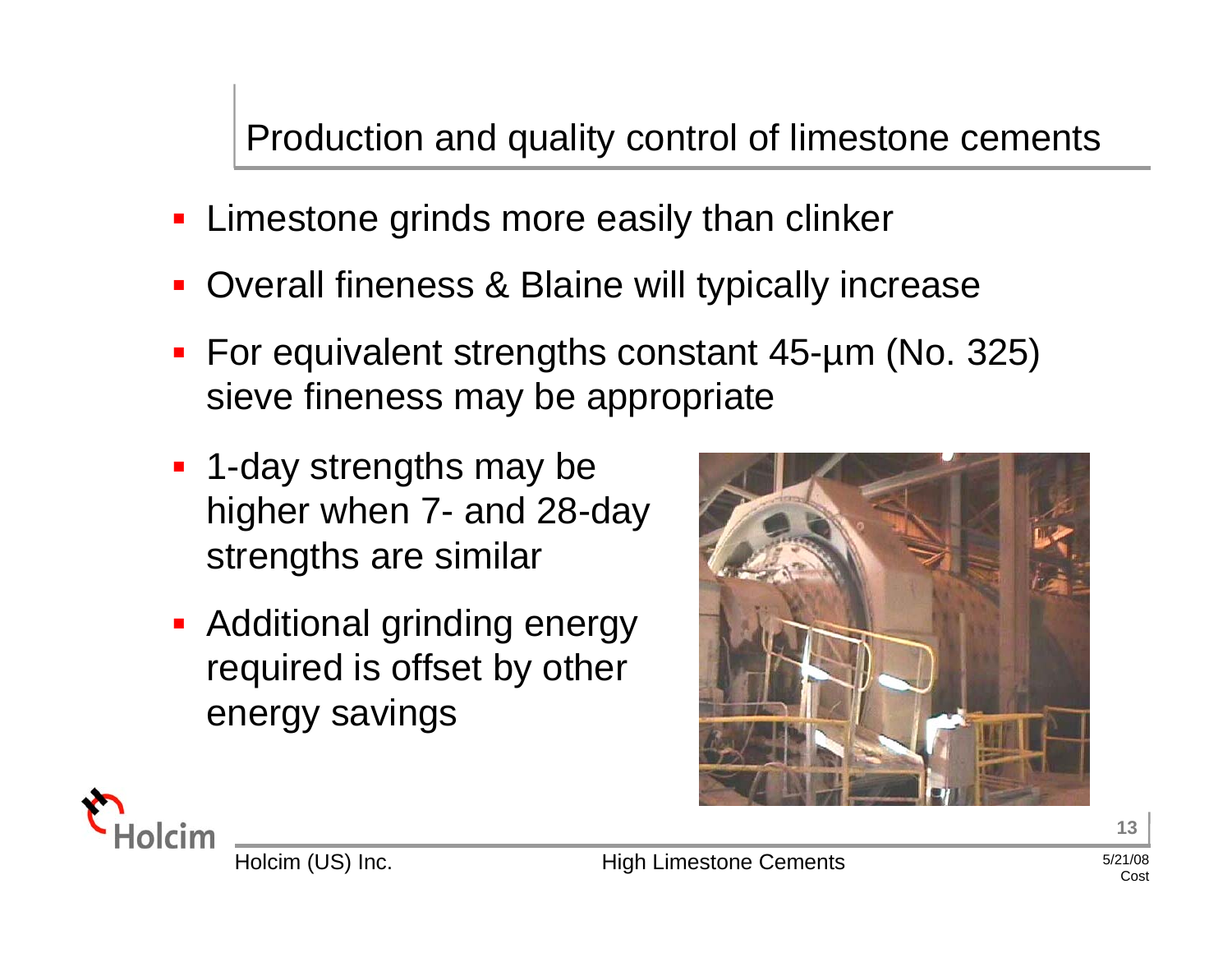# Production and quality control of limestone cements

- Limestone grinds more easily than clinker
- Overall fineness & Blaine will typically increase
- For equivalent strengths constant 45-µm (No. 325) sieve fineness may be appropriate
- 1-day strengths may be higher when 7- and 28-day strengths are similar
- Additional grinding energy required is offset by other energy savings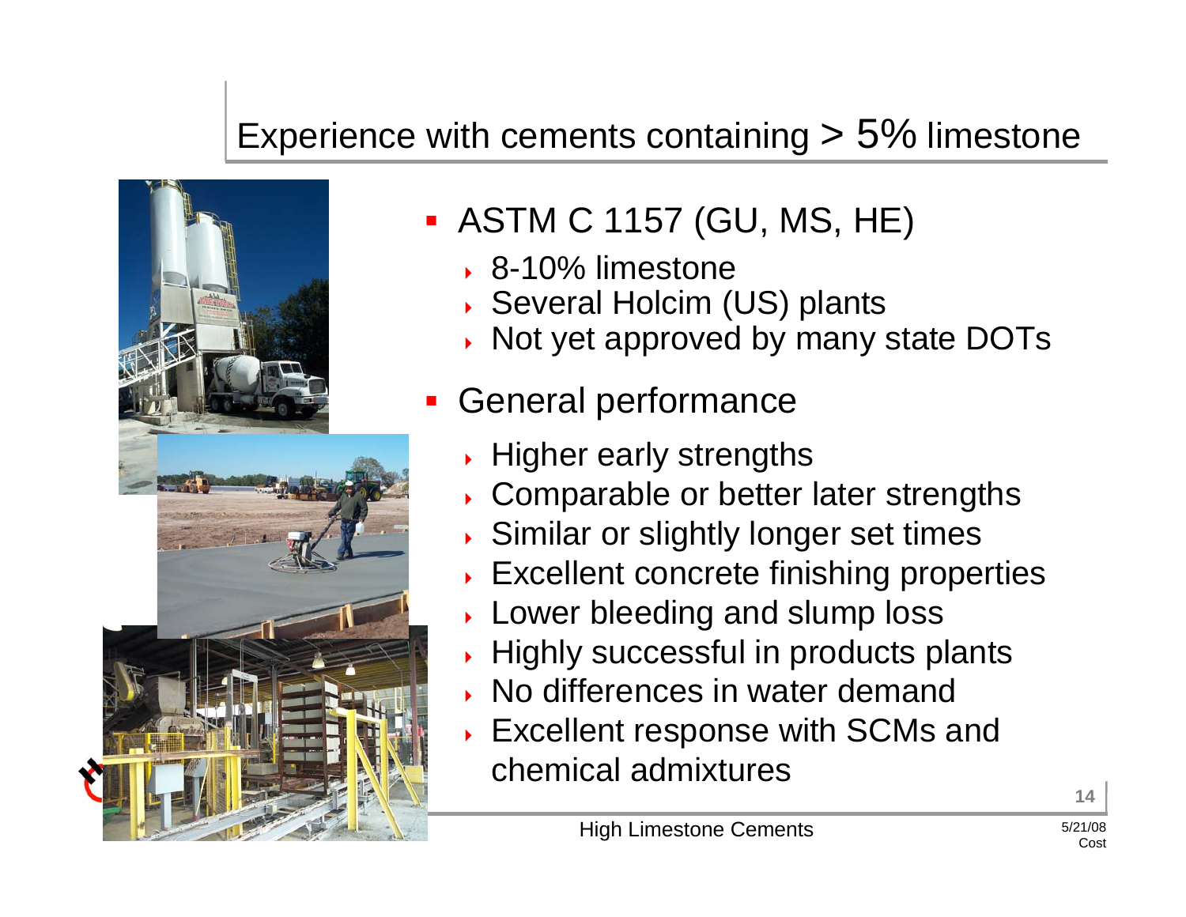# Experience with cements containing > 5% limestone

- ASTM C 1157 (GU, MS, HE)
  - 8-10% limestone
  - Several Holcim (US) plants
  - Not yet approved by many state DOTs
- General performance
  - Higher early strengths
  - Comparable or better later strengths
  - Similar or slightly longer set times
  - Excellent concrete finishing properties
  - Lower bleeding and slump loss
  - Highly successful in products plants
  - No differences in water demand
  - Excellent response with SCMs and chemical admixtures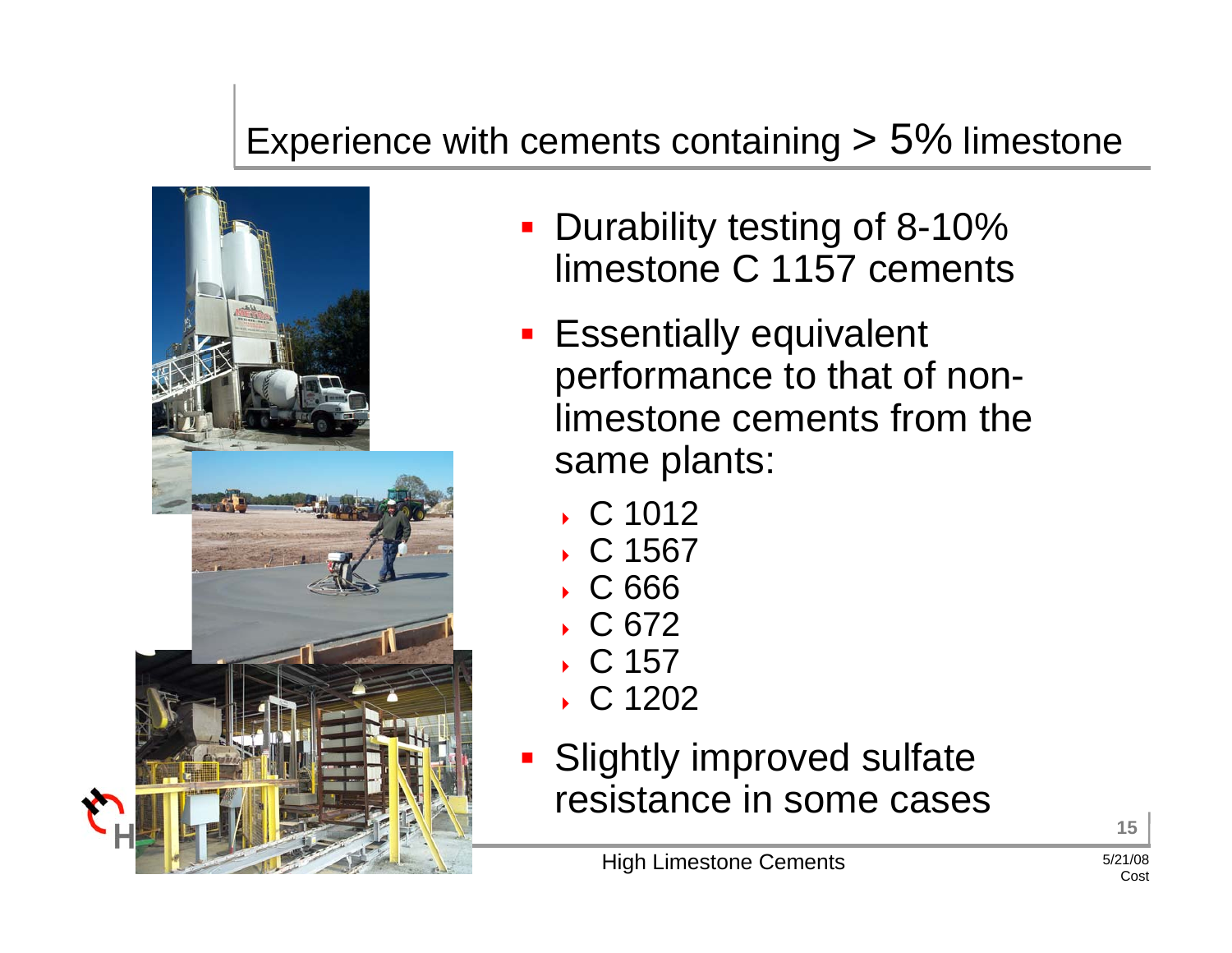# Experience with cements containing > 5% limestone

- Durability testing of 8-10% limestone C 1157 cements
- Essentially equivalent performance to that of non-limestone cements from the same plants:
  - C 1012
  - C 1567
  - C 666
  - C 672
  - C 157
  - C 1202
- Slightly improved sulfate resistance in some cases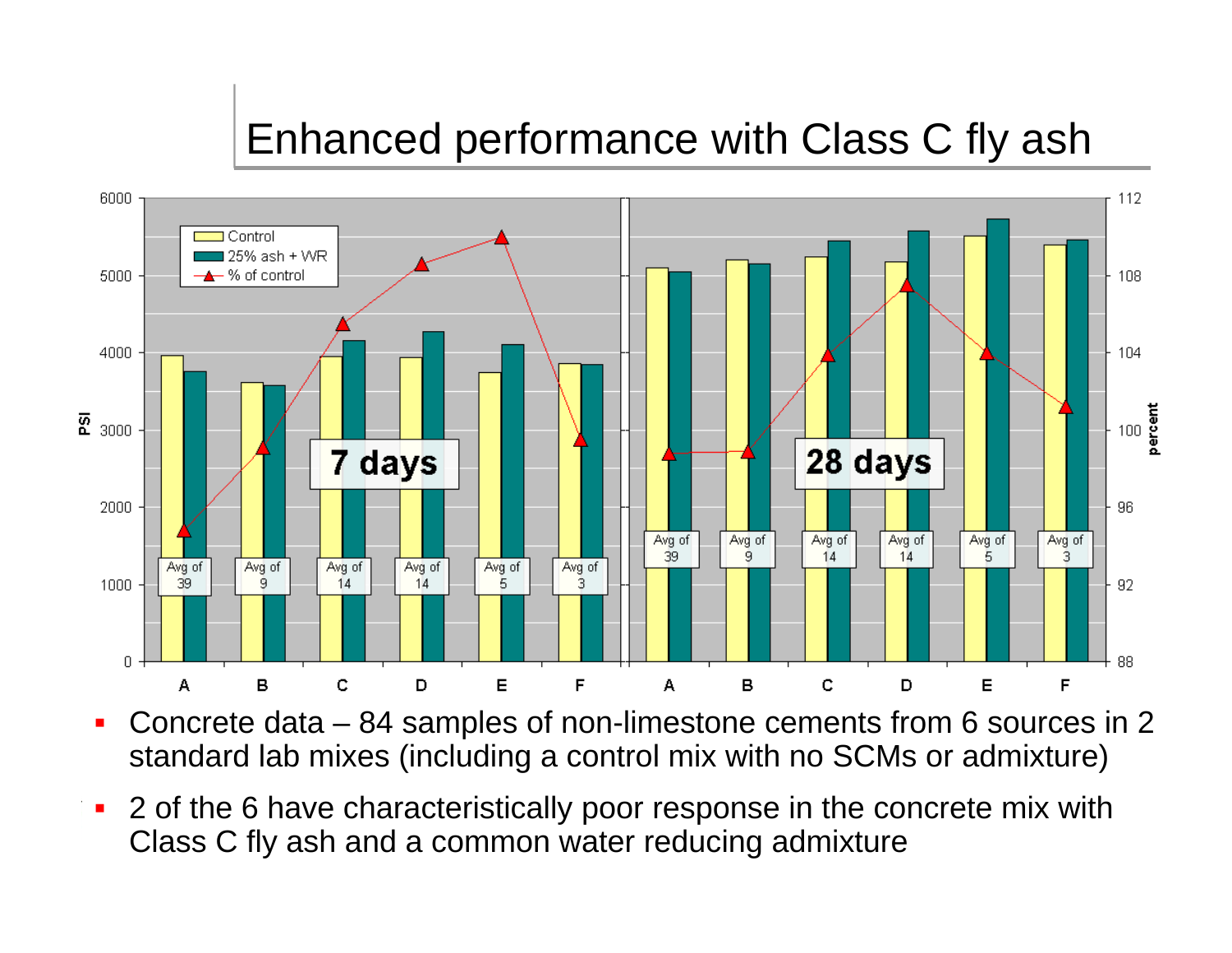# Enhanced performance with Class C fly ash

- Concrete data – 84 samples of non-limestone cements from 6 sources in 2 standard lab mixes (including a control mix with no SCMs or admixture)
- 2 of the 6 have characteristically poor response in the concrete mix with Class C fly ash and a common water reducing admixture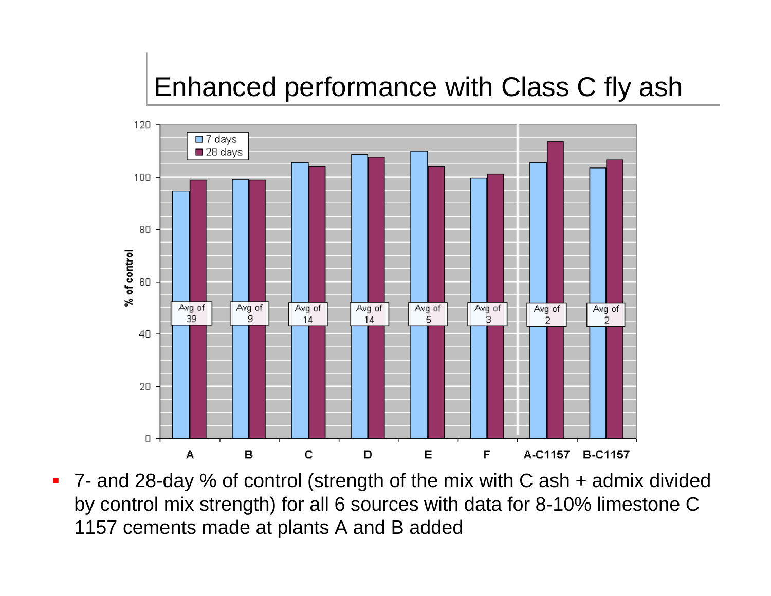# Enhanced performance with Class C fly ash

- 7- and 28-day % of control (strength of the mix with C ash + admix divided by control mix strength) for all 6 sources with data for 8-10% limestone C 1157 cements made at plants A and B added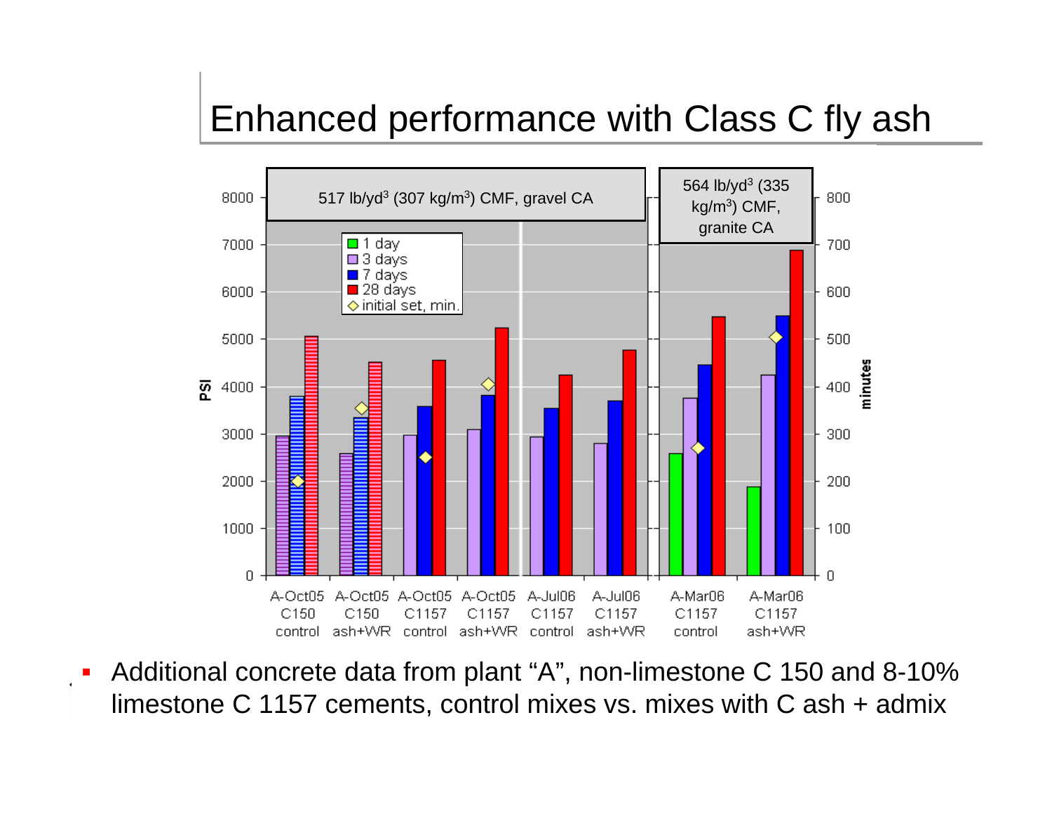# Enhanced performance with Class C fly ash

- Additional concrete data from plant "A", non-limestone C 150 and 8-10% limestone C 1157 cements, control mixes vs. mixes with C ash + admix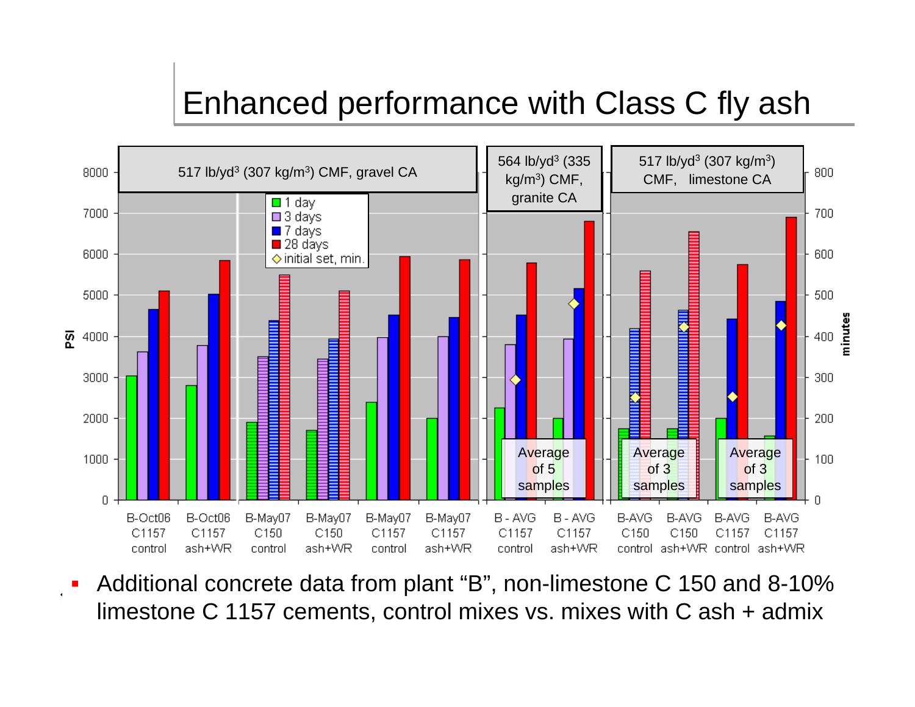# Enhanced performance with Class C fly ash

- Additional concrete data from plant "B", non-limestone C 150 and 8-10% limestone C 1157 cements, control mixes vs. mixes with C ash + admix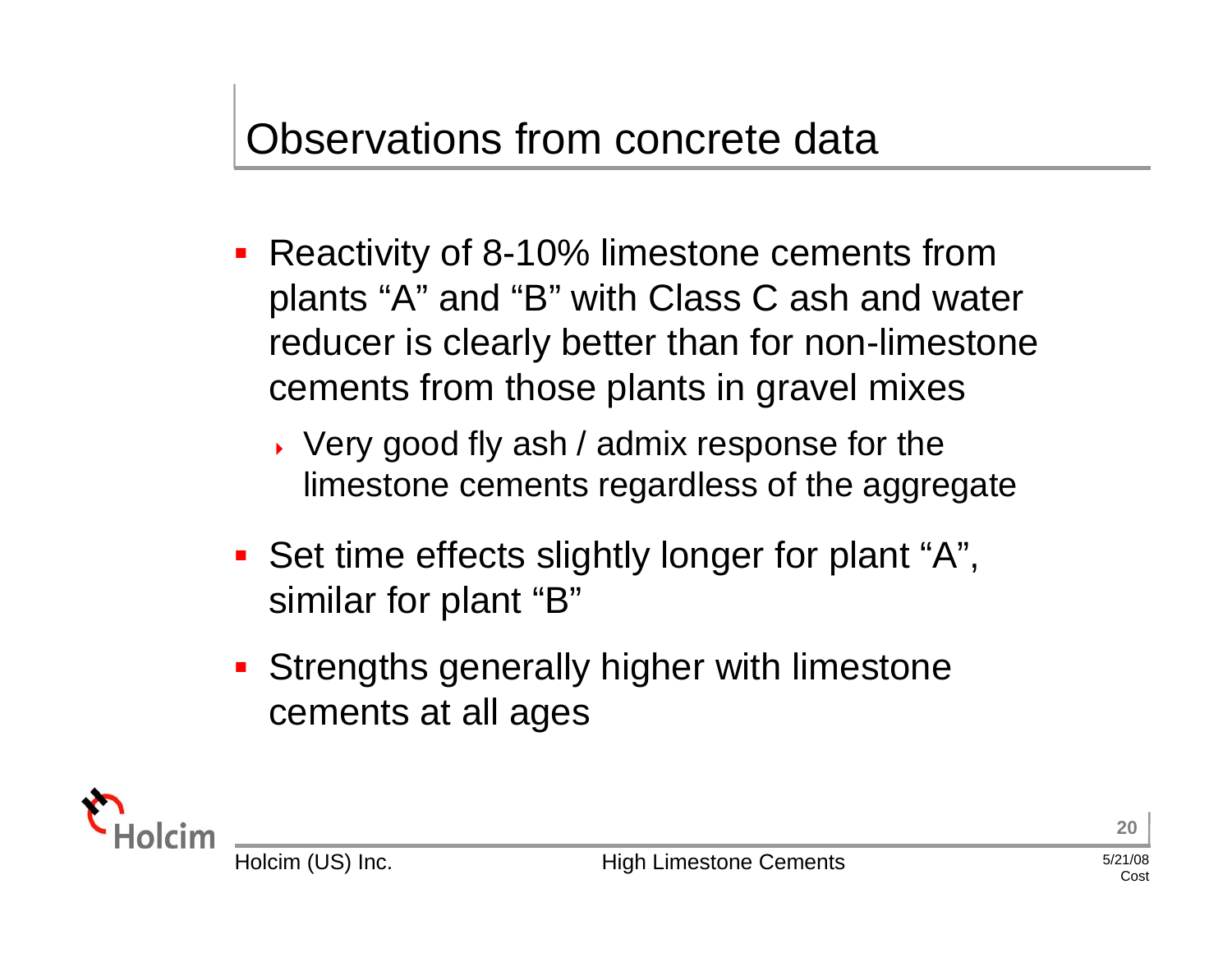# Observations from concrete data

- Reactivity of 8-10% limestone cements from plants “A” and “B” with Class C ash and water reducer is clearly better than for non-limestone cements from those plants in gravel mixes
  - Very good fly ash / admix response for the limestone cements regardless of the aggregate
- Set time effects slightly longer for plant “A”, similar for plant “B”
- Strengths generally higher with limestone cements at all ages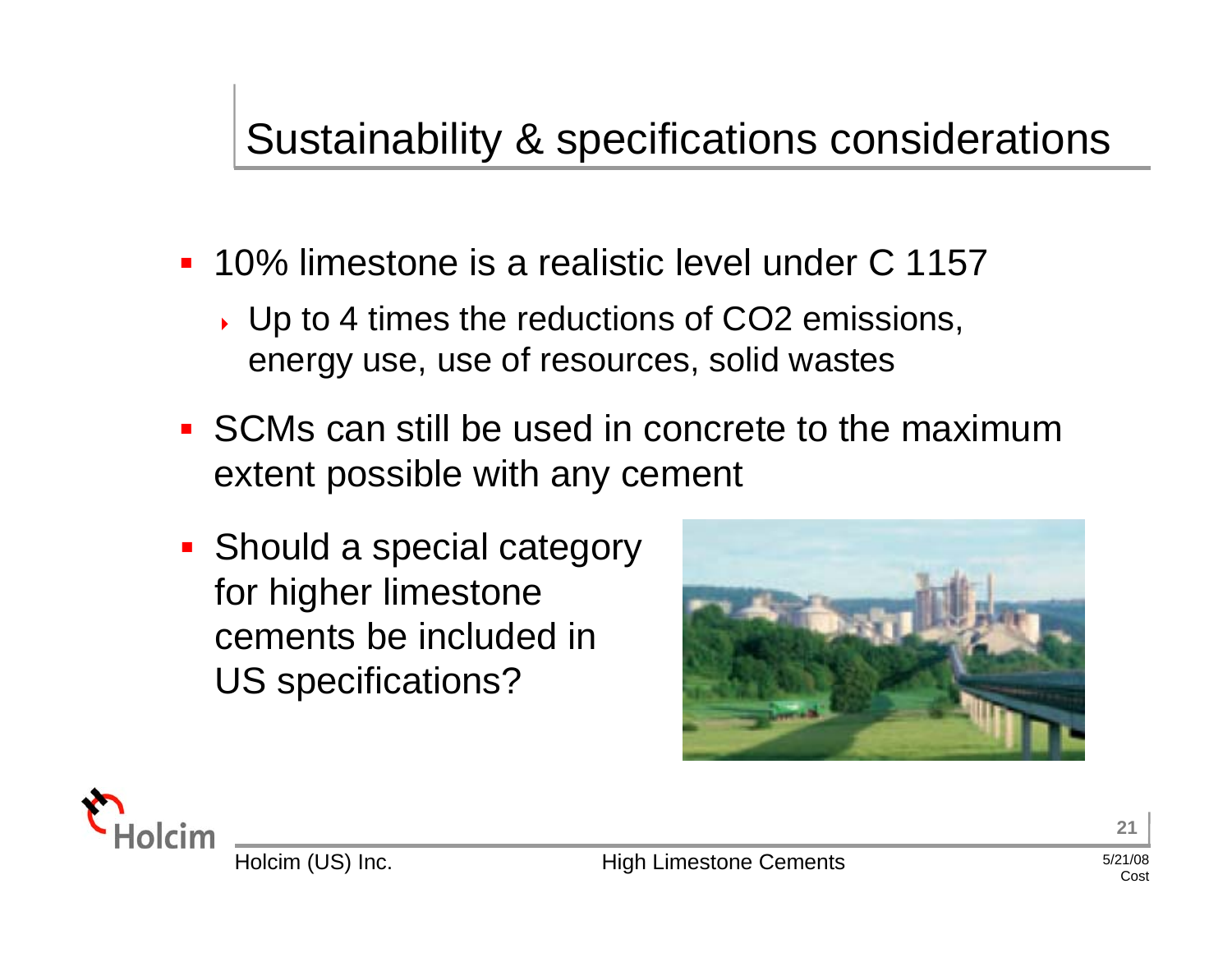# Sustainability & specifications considerations

- 10% limestone is a realistic level under C 1157
  - Up to 4 times the reductions of $CO_2$ emissions, energy use, use of resources, solid wastes
- SCMs can still be used in concrete to the maximum extent possible with any cement
- Should a special category for higher limestone cements be included in US specifications?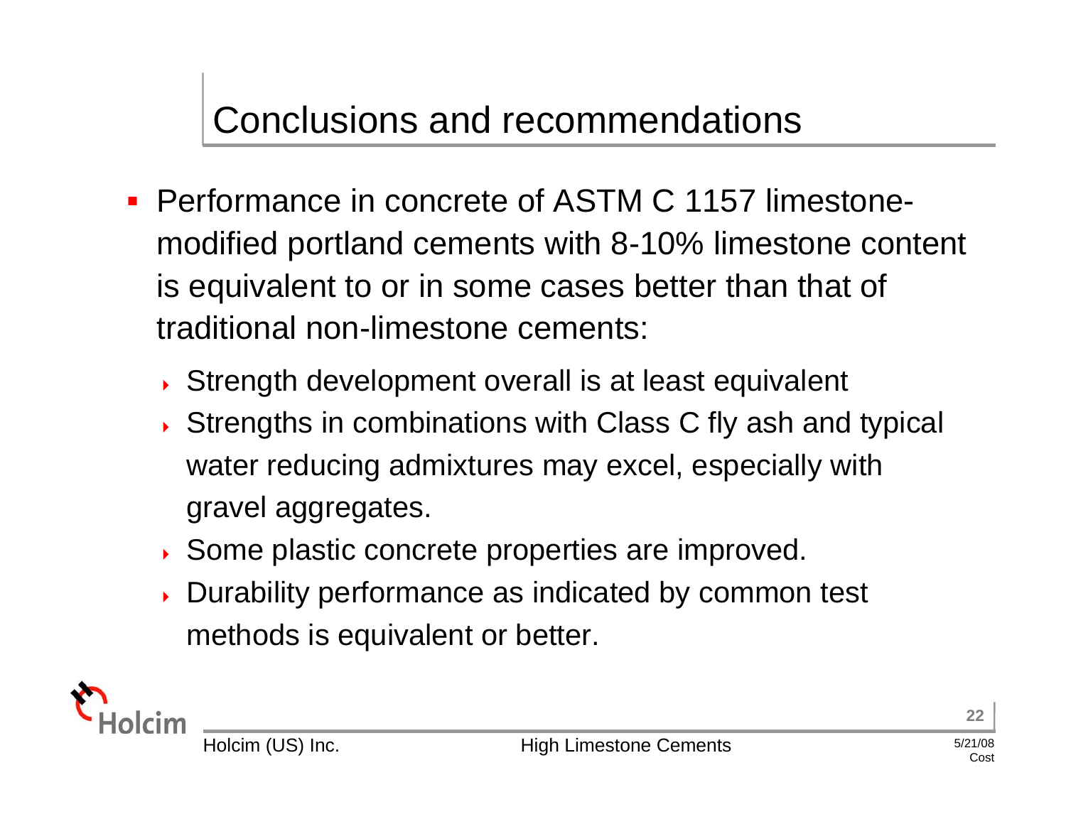# Conclusions and recommendations

- Performance in concrete of ASTM C 1157 limestone-modified portland cements with 8-10% limestone content is equivalent to or in some cases better than that of traditional non-limestone cements:
  - Strength development overall is at least equivalent
  - Strengths in combinations with Class C fly ash and typical water reducing admixtures may excel, especially with gravel aggregates.
  - Some plastic concrete properties are improved.
  - Durability performance as indicated by common test methods is equivalent or better.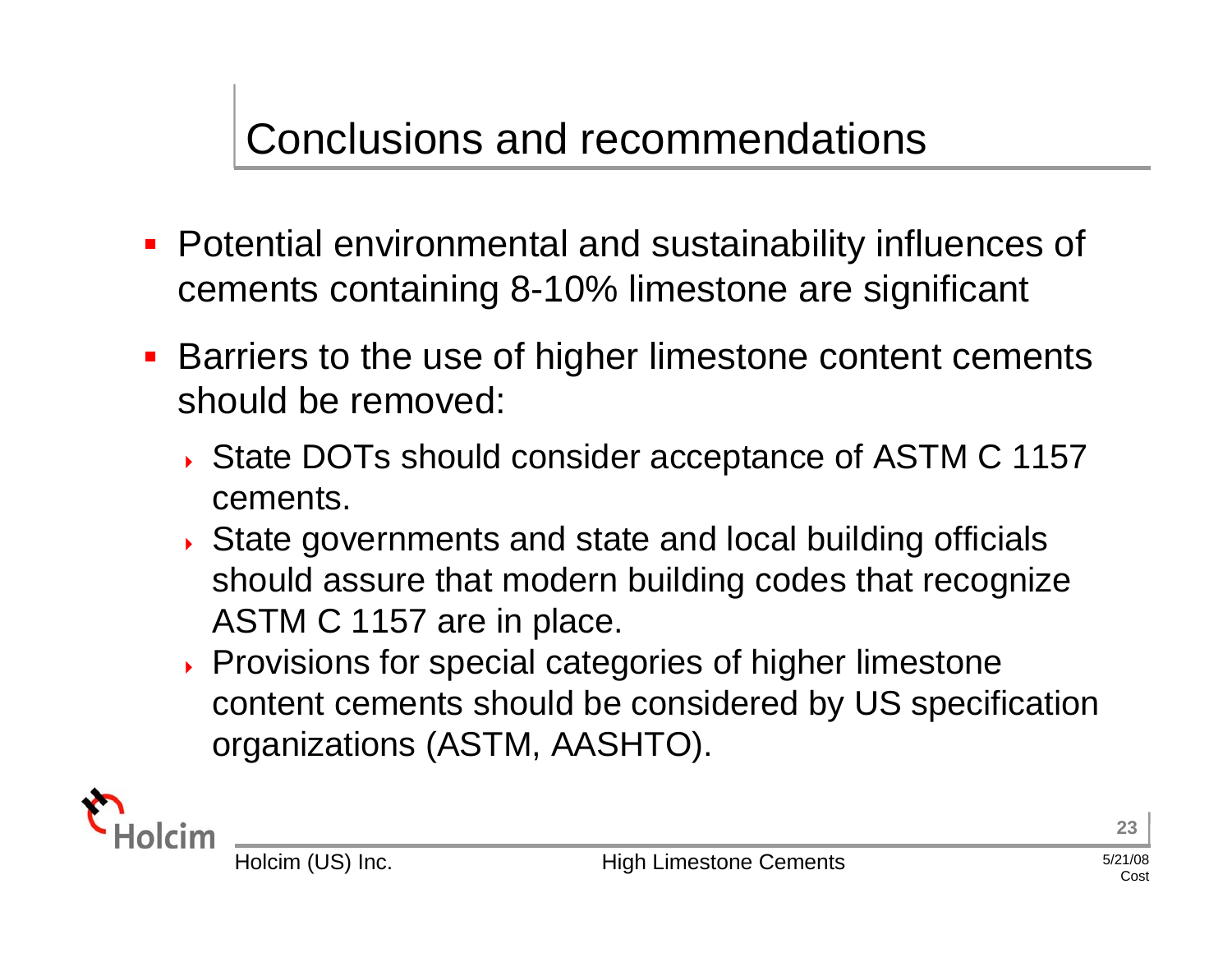# Conclusions and recommendations

- Potential environmental and sustainability influences of cements containing 8-10% limestone are significant
- Barriers to the use of higher limestone content cements should be removed:
  - State DOTs should consider acceptance of ASTM C 1157 cements.
  - State governments and state and local building officials should assure that modern building codes that recognize ASTM C 1157 are in place.
  - Provisions for special categories of higher limestone content cements should be considered by US specification organizations (ASTM, AASHTO).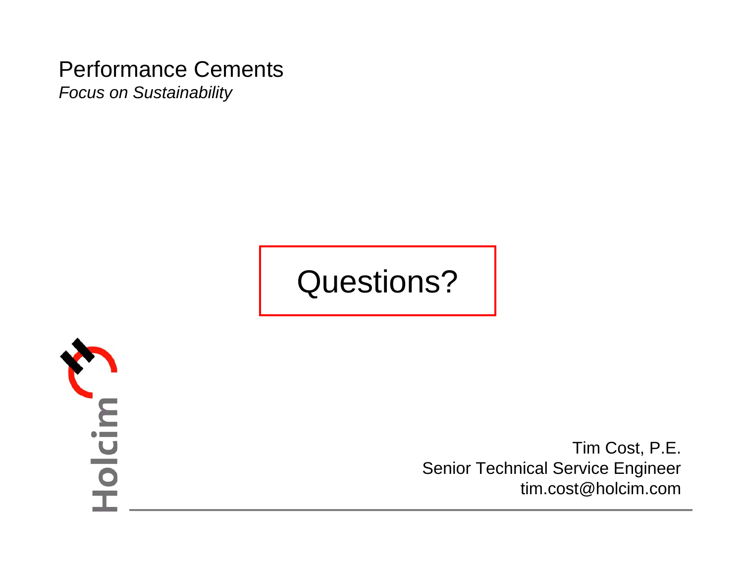Performance Cements

*Focus on Sustainability*

# Questions?

Holcim

Tim Cost, P.E.
Senior Technical Service Engineer
tim.cost@holcim.com